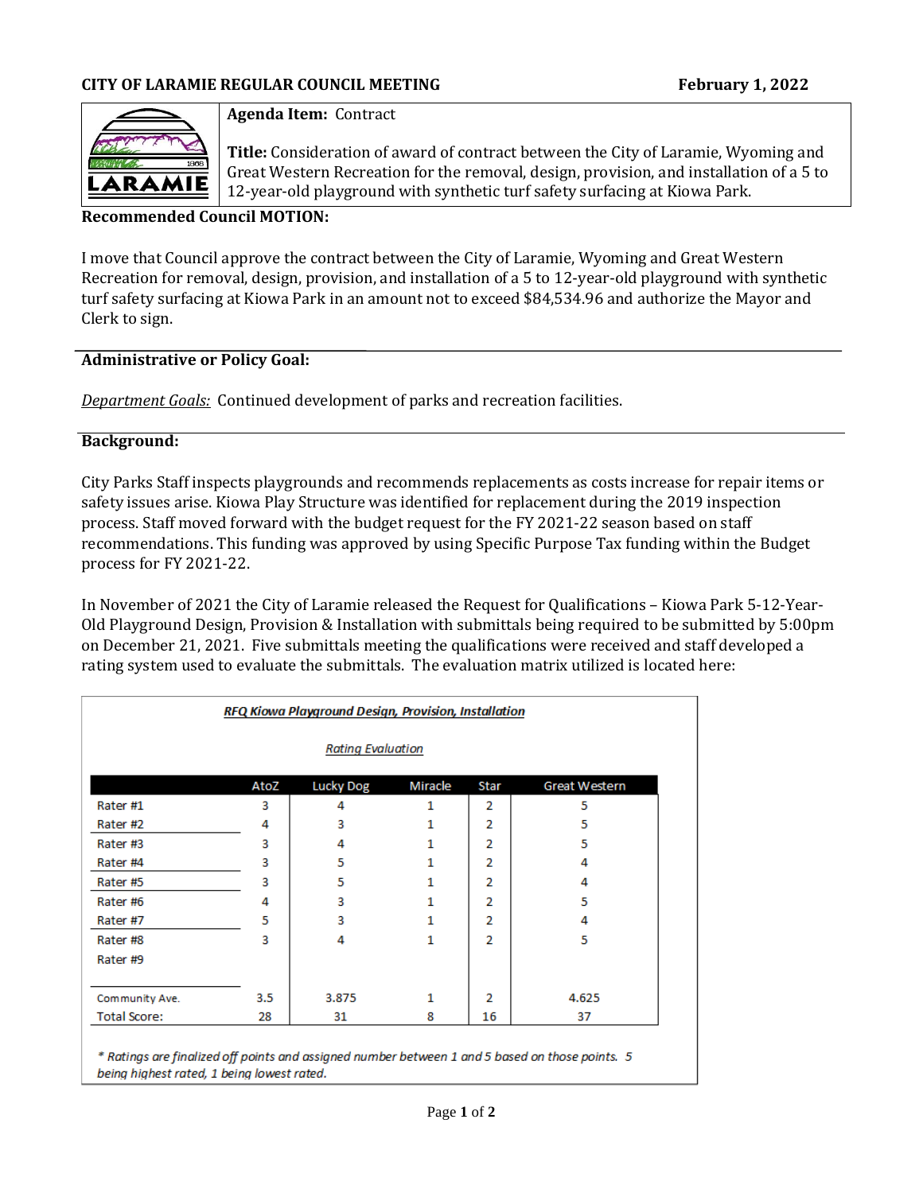**CITY OF LARAMIE REGULAR COUNCIL MEETING** **February 1, 2022**

**Agenda Item:** Contract

**Title:** Consideration of award of contract between the City of Laramie, Wyoming and Great Western Recreation for the removal, design, provision, and installation of a 5 to 12-year-old playground with synthetic turf safety surfacing at Kiowa Park.

**Recommended Council MOTION:**

I move that Council approve the contract between the City of Laramie, Wyoming and Great Western Recreation for removal, design, provision, and installation of a 5 to 12-year-old playground with synthetic turf safety surfacing at Kiowa Park in an amount not to exceed $84,534.96 and authorize the Mayor and Clerk to sign.

**Administrative or Policy Goal:**

*Department Goals:* Continued development of parks and recreation facilities.

**Background:**

City Parks Staff inspects playgrounds and recommends replacements as costs increase for repair items or safety issues arise. Kiowa Play Structure was identified for replacement during the 2019 inspection process. Staff moved forward with the budget request for the FY 2021-22 season based on staff recommendations. This funding was approved by using Specific Purpose Tax funding within the Budget process for FY 2021-22.

In November of 2021 the City of Laramie released the Request for Qualifications – Kiowa Park 5-12-Year-Old Playground Design, Provision & Installation with submittals being required to be submitted by 5:00pm on December 21, 2021. Five submittals meeting the qualifications were received and staff developed a rating system used to evaluate the submittals. The evaluation matrix utilized is located here:

***RFQ Kiowa Playground Design, Provision, Installation***

***Rating Evaluation***

| | AtoZ | Lucky Dog | Miracle | Star | Great Western |
|---|---|---|---|---|---|
| Rater #1 | 3 | 4 | 1 | 2 | 5 |
| Rater #2 | 4 | 3 | 1 | 2 | 5 |
| Rater #3 | 3 | 4 | 1 | 2 | 5 |
| Rater #4 | 3 | 5 | 1 | 2 | 4 |
| Rater #5 | 3 | 5 | 1 | 2 | 4 |
| Rater #6 | 4 | 3 | 1 | 2 | 5 |
| Rater #7 | 5 | 3 | 1 | 2 | 4 |
| Rater #8 | 3 | 4 | 1 | 2 | 5 |
| Rater #9 | | | | | |
| Community Ave. | 3.5 | 3.875 | 1 | 2 | 4.625 |
| Total Score: | 28 | 31 | 8 | 16 | 37 |

*\* Ratings are finalized off points and assigned number between 1 and 5 based on those points. 5 being highest rated, 1 being lowest rated.*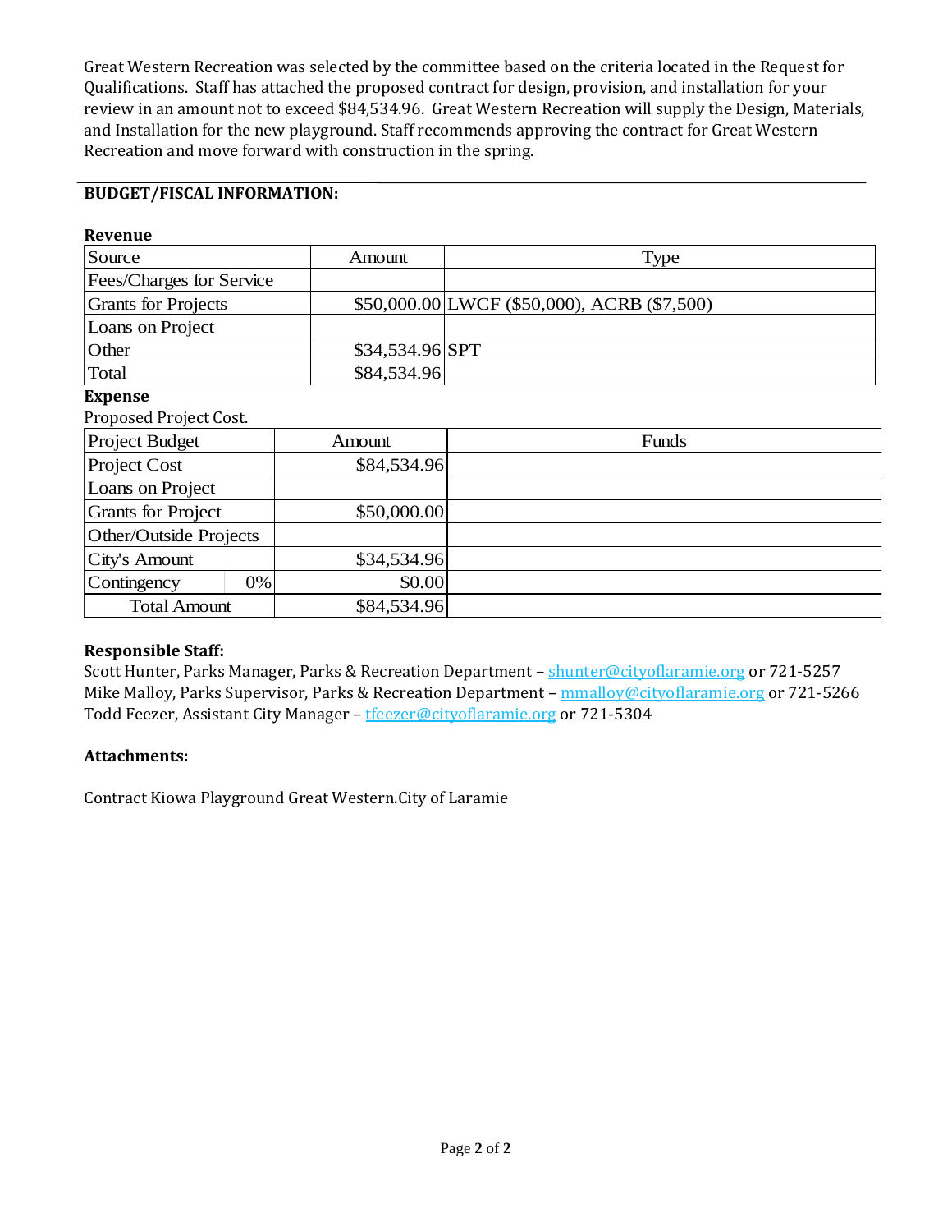Great Western Recreation was selected by the committee based on the criteria located in the Request for Qualifications. Staff has attached the proposed contract for design, provision, and installation for your review in an amount not to exceed $84,534.96. Great Western Recreation will supply the Design, Materials, and Installation for the new playground. Staff recommends approving the contract for Great Western Recreation and move forward with construction in the spring.

---

**BUDGET/FISCAL INFORMATION:**

**Revenue**

| Source | Amount | Type |
|---|---|---|
| Fees/Charges for Service | | |
| Grants for Projects | $50,000.00 | LWCF ($50,000), ACRB ($7,500) |
| Loans on Project | | |
| Other | $34,534.96 | SPT |
| Total | $84,534.96 | |

**Expense**

Proposed Project Cost.

| Project Budget | | Amount | Funds |
|---|---|---|---|
| Project Cost | | $84,534.96 | |
| Loans on Project | | | |
| Grants for Project | | $50,000.00 | |
| Other/Outside Projects | | | |
| City's Amount | | $34,534.96 | |
| Contingency | 0% | $0.00 | |
| Total Amount | | $84,534.96 | |

**Responsible Staff:**

Scott Hunter, Parks Manager, Parks & Recreation Department – shunter@cityoflaramie.org or 721-5257
Mike Malloy, Parks Supervisor, Parks & Recreation Department – mmalloy@cityoflaramie.org or 721-5266
Todd Feezer, Assistant City Manager – tfeezer@cityoflaramie.org or 721-5304

**Attachments:**

Contract Kiowa Playground Great Western.City of Laramie